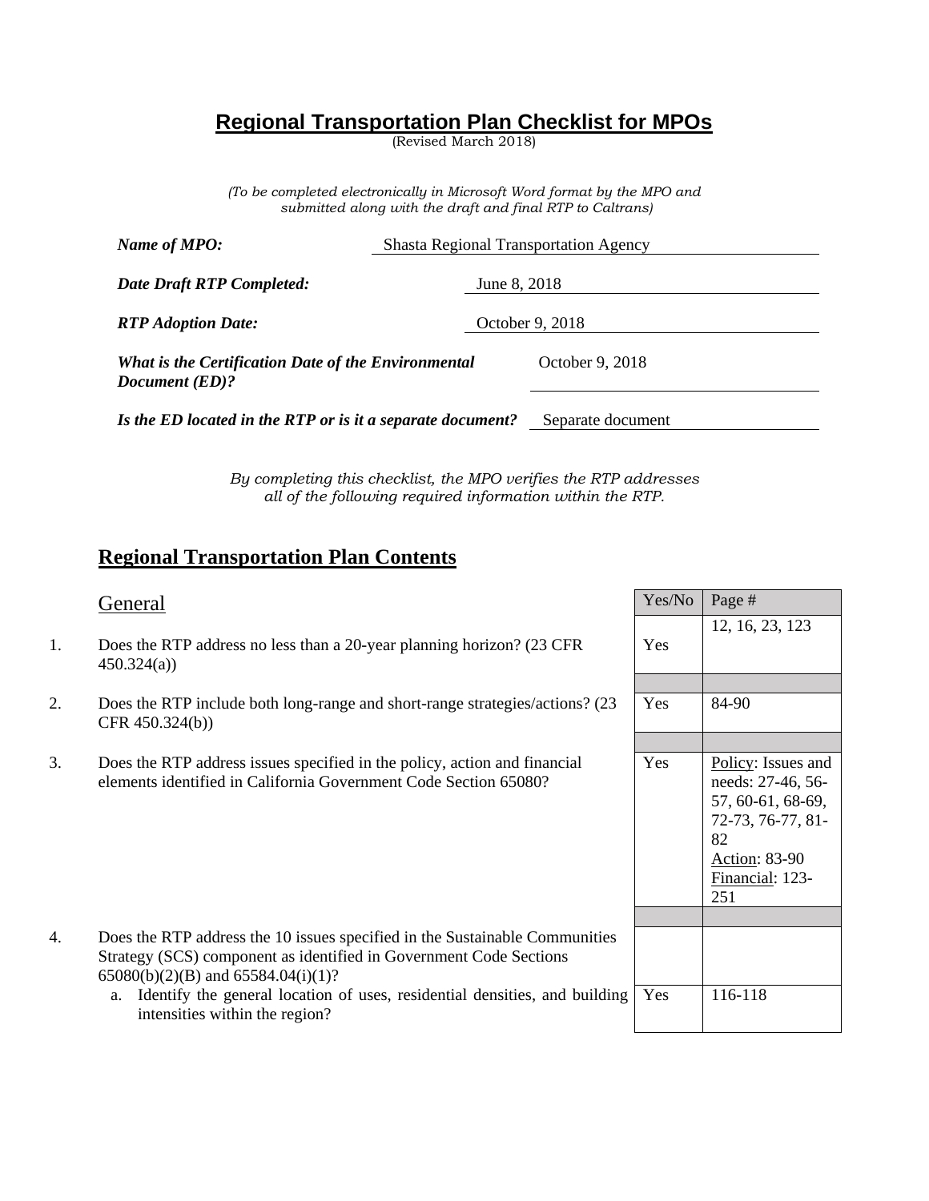# Regional Transportation Plan Checklist for MPOs

(Revised March 2018)

*(To be completed electronically in Microsoft Word format by the MPO and submitted along with the draft and final RTP to Caltrans)*

***Name of MPO:*** Shasta Regional Transportation Agency

***Date Draft RTP Completed:*** June 8, 2018

***RTP Adoption Date:*** October 9, 2018

***What is the Certification Date of the Environmental Document (ED)?*** October 9, 2018

***Is the ED located in the RTP or is it a separate document?*** Separate document

*By completing this checklist, the MPO verifies the RTP addresses all of the following required information within the RTP.*

## Regional Transportation Plan Contents

| General | Yes/No | Page # |
|---|---|---|
| 1. Does the RTP address no less than a 20-year planning horizon? (23 CFR 450.324(a)) | Yes | 12, 16, 23, 123 |
| 2. Does the RTP include both long-range and short-range strategies/actions? (23 CFR 450.324(b)) | Yes | 84-90 |
| 3. Does the RTP address issues specified in the policy, action and financial elements identified in California Government Code Section 65080? | Yes | Policy: Issues and needs: 27-46, 56-57, 60-61, 68-69, 72-73, 76-77, 81-82<br>Action: 83-90<br>Financial: 123-251 |
| 4. Does the RTP address the 10 issues specified in the Sustainable Communities Strategy (SCS) component as identified in Government Code Sections 65080(b)(2)(B) and 65584.04(i)(1)? | | |
| a. Identify the general location of uses, residential densities, and building intensities within the region? | Yes | 116-118 |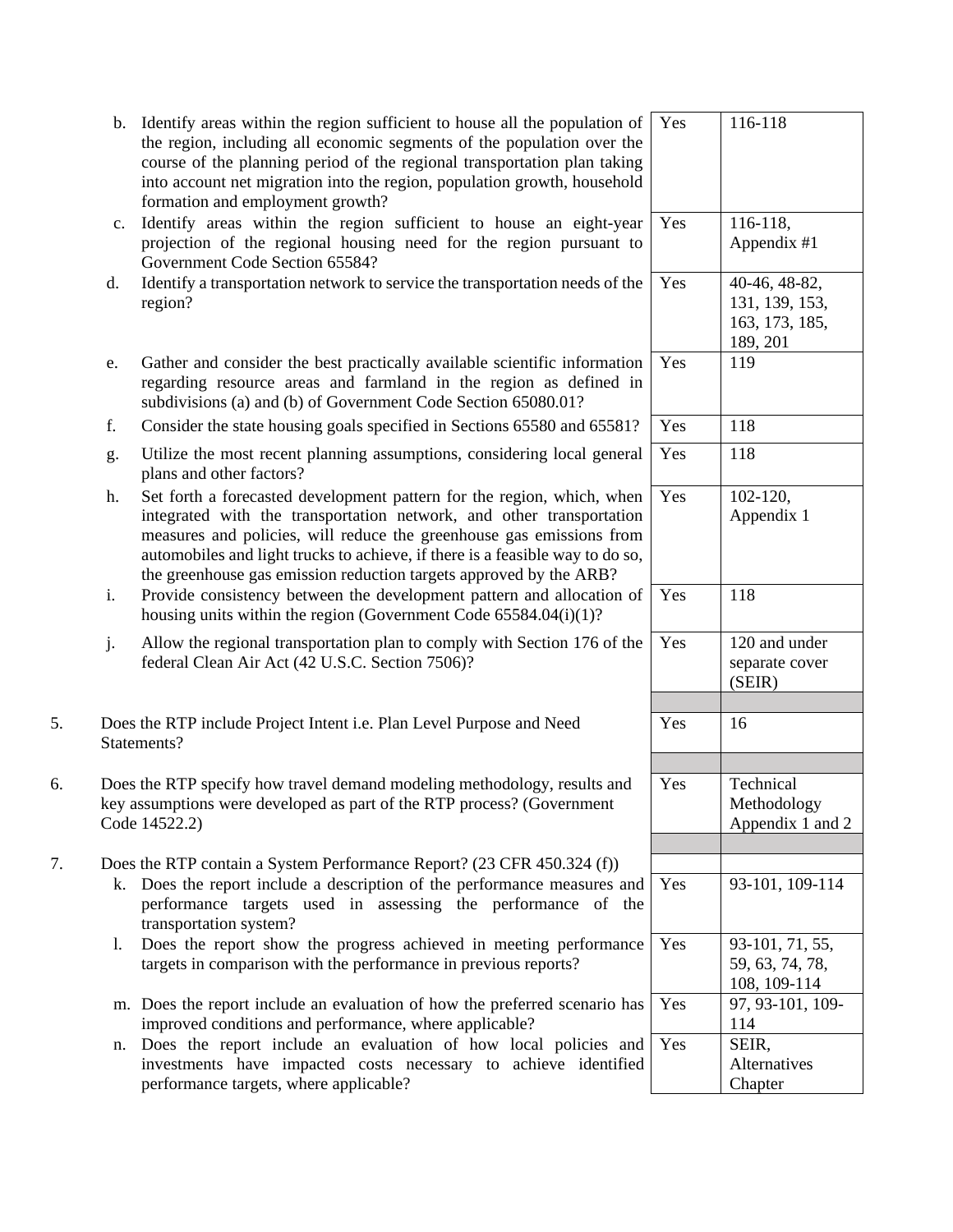| Question | Yes/No | Page Reference |
|---|---|---|
| b. Identify areas within the region sufficient to house all the population of the region, including all economic segments of the population over the course of the planning period of the regional transportation plan taking into account net migration into the region, population growth, household formation and employment growth? | Yes | 116-118 |
| c. Identify areas within the region sufficient to house an eight-year projection of the regional housing need for the region pursuant to Government Code Section 65584? | Yes | 116-118, Appendix #1 |
| d. Identify a transportation network to service the transportation needs of the region? | Yes | 40-46, 48-82, 131, 139, 153, 163, 173, 185, 189, 201 |
| e. Gather and consider the best practically available scientific information regarding resource areas and farmland in the region as defined in subdivisions (a) and (b) of Government Code Section 65080.01? | Yes | 119 |
| f. Consider the state housing goals specified in Sections 65580 and 65581? | Yes | 118 |
| g. Utilize the most recent planning assumptions, considering local general plans and other factors? | Yes | 118 |
| h. Set forth a forecasted development pattern for the region, which, when integrated with the transportation network, and other transportation measures and policies, will reduce the greenhouse gas emissions from automobiles and light trucks to achieve, if there is a feasible way to do so, the greenhouse gas emission reduction targets approved by the ARB? | Yes | 102-120, Appendix 1 |
| i. Provide consistency between the development pattern and allocation of housing units within the region (Government Code 65584.04(i)(1)? | Yes | 118 |
| j. Allow the regional transportation plan to comply with Section 176 of the federal Clean Air Act (42 U.S.C. Section 7506)? | Yes | 120 and under separate cover (SEIR) |
| | | |
| 5. Does the RTP include Project Intent i.e. Plan Level Purpose and Need Statements? | Yes | 16 |
| | | |
| 6. Does the RTP specify how travel demand modeling methodology, results and key assumptions were developed as part of the RTP process? (Government Code 14522.2) | Yes | Technical Methodology Appendix 1 and 2 |
| | | |
| 7. Does the RTP contain a System Performance Report? (23 CFR 450.324 (f)) | | |
| k. Does the report include a description of the performance measures and performance targets used in assessing the performance of the transportation system? | Yes | 93-101, 109-114 |
| l. Does the report show the progress achieved in meeting performance targets in comparison with the performance in previous reports? | Yes | 93-101, 71, 55, 59, 63, 74, 78, 108, 109-114 |
| m. Does the report include an evaluation of how the preferred scenario has improved conditions and performance, where applicable? | Yes | 97, 93-101, 109-114 |
| n. Does the report include an evaluation of how local policies and investments have impacted costs necessary to achieve identified performance targets, where applicable? | Yes | SEIR, Alternatives Chapter |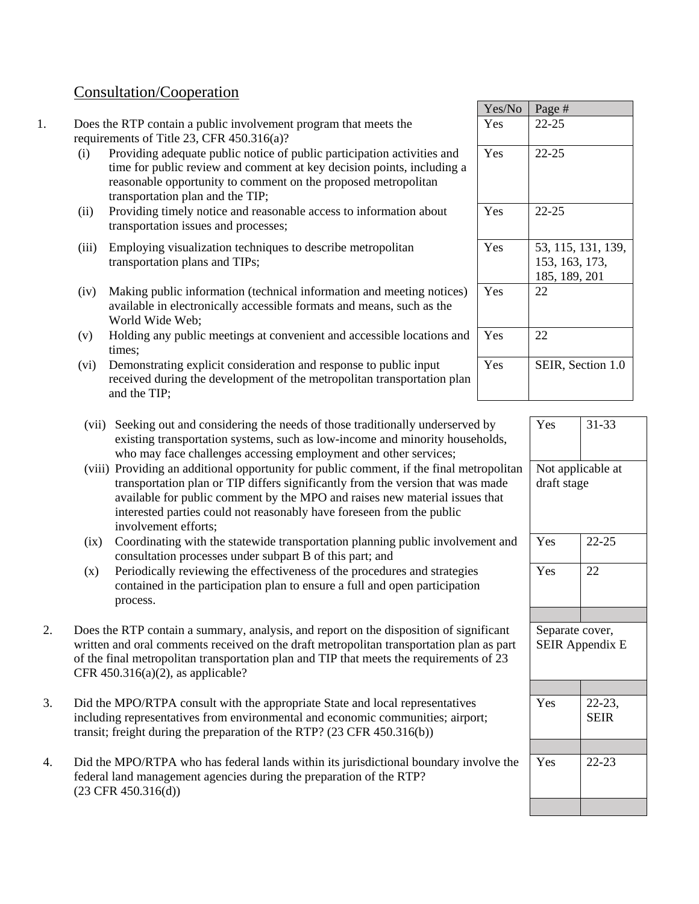## Consultation/Cooperation

| | | Yes/No | Page # |
|---|---|---|---|
| 1. | Does the RTP contain a public involvement program that meets the requirements of Title 23, CFR 450.316(a)? | Yes | 22-25 |
| (i) | Providing adequate public notice of public participation activities and time for public review and comment at key decision points, including a reasonable opportunity to comment on the proposed metropolitan transportation plan and the TIP; | Yes | 22-25 |
| (ii) | Providing timely notice and reasonable access to information about transportation issues and processes; | Yes | 22-25 |
| (iii) | Employing visualization techniques to describe metropolitan transportation plans and TIPs; | Yes | 53, 115, 131, 139, 153, 163, 173, 185, 189, 201 |
| (iv) | Making public information (technical information and meeting notices) available in electronically accessible formats and means, such as the World Wide Web; | Yes | 22 |
| (v) | Holding any public meetings at convenient and accessible locations and times; | Yes | 22 |
| (vi) | Demonstrating explicit consideration and response to public input received during the development of the metropolitan transportation plan and the TIP; | Yes | SEIR, Section 1.0 |
| (vii) | Seeking out and considering the needs of those traditionally underserved by existing transportation systems, such as low-income and minority households, who may face challenges accessing employment and other services; | Yes | 31-33 |
| (viii) | Providing an additional opportunity for public comment, if the final metropolitan transportation plan or TIP differs significantly from the version that was made available for public comment by the MPO and raises new material issues that interested parties could not reasonably have foreseen from the public involvement efforts; | Not applicable at draft stage | |
| (ix) | Coordinating with the statewide transportation planning public involvement and consultation processes under subpart B of this part; and | Yes | 22-25 |
| (x) | Periodically reviewing the effectiveness of the procedures and strategies contained in the participation plan to ensure a full and open participation process. | Yes | 22 |
| 2. | Does the RTP contain a summary, analysis, and report on the disposition of significant written and oral comments received on the draft metropolitan transportation plan as part of the final metropolitan transportation plan and TIP that meets the requirements of 23 CFR 450.316(a)(2), as applicable? | Separate cover, SEIR Appendix E | |
| 3. | Did the MPO/RTPA consult with the appropriate State and local representatives including representatives from environmental and economic communities; airport; transit; freight during the preparation of the RTP? (23 CFR 450.316(b)) | Yes | 22-23, SEIR |
| 4. | Did the MPO/RTPA who has federal lands within its jurisdictional boundary involve the federal land management agencies during the preparation of the RTP? (23 CFR 450.316(d)) | Yes | 22-23 |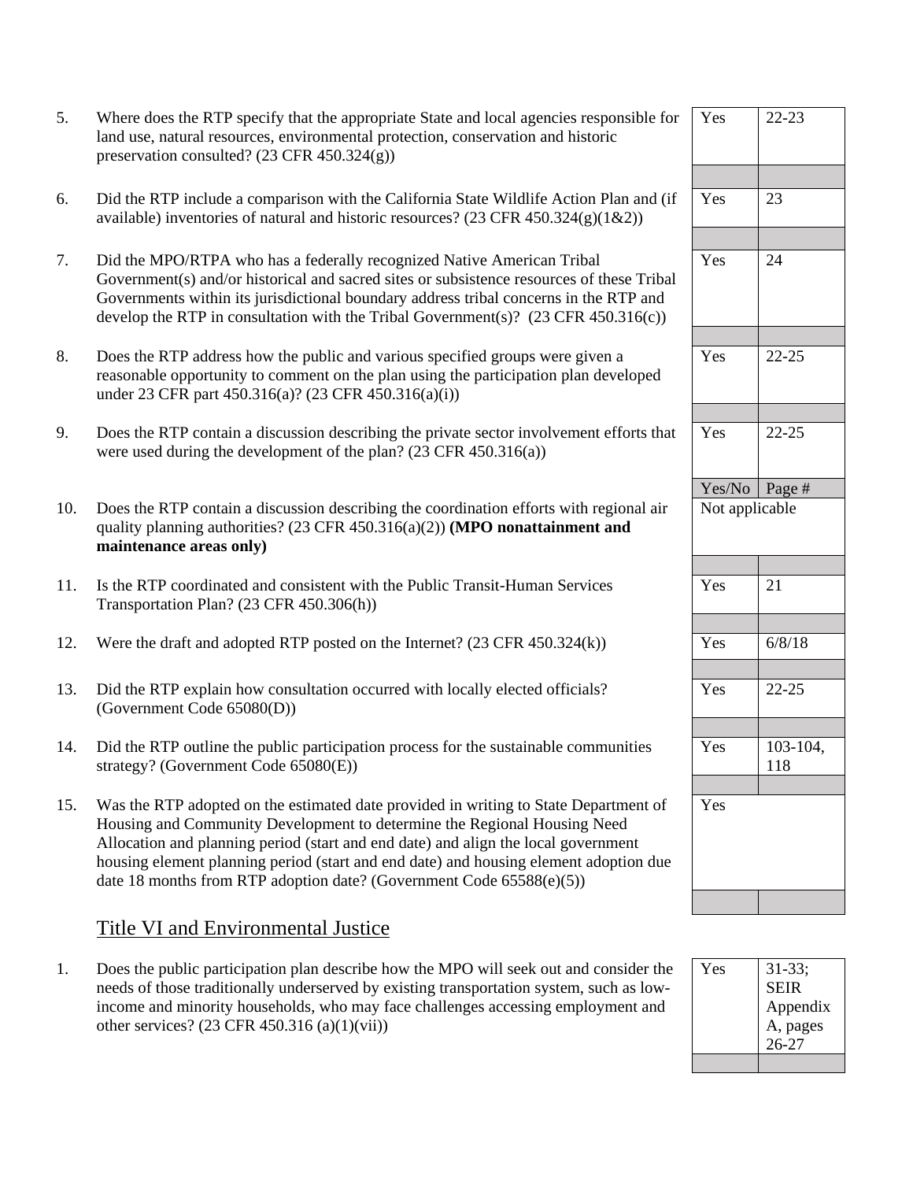| # | Question | Yes/No | Page # |
|---|---|---|---|
| 5. | Where does the RTP specify that the appropriate State and local agencies responsible for land use, natural resources, environmental protection, conservation and historic preservation consulted? (23 CFR 450.324(g)) | Yes | 22-23 |
| 6. | Did the RTP include a comparison with the California State Wildlife Action Plan and (if available) inventories of natural and historic resources? (23 CFR 450.324(g)(1&2)) | Yes | 23 |
| 7. | Did the MPO/RTPA who has a federally recognized Native American Tribal Government(s) and/or historical and sacred sites or subsistence resources of these Tribal Governments within its jurisdictional boundary address tribal concerns in the RTP and develop the RTP in consultation with the Tribal Government(s)? (23 CFR 450.316(c)) | Yes | 24 |
| 8. | Does the RTP address how the public and various specified groups were given a reasonable opportunity to comment on the plan using the participation plan developed under 23 CFR part 450.316(a)? (23 CFR 450.316(a)(i)) | Yes | 22-25 |
| 9. | Does the RTP contain a discussion describing the private sector involvement efforts that were used during the development of the plan? (23 CFR 450.316(a)) | Yes | 22-25 |
| | | Yes/No | Page # |
| 10. | Does the RTP contain a discussion describing the coordination efforts with regional air quality planning authorities? (23 CFR 450.316(a)(2)) **(MPO nonattainment and maintenance areas only)** | Not applicable | |
| 11. | Is the RTP coordinated and consistent with the Public Transit-Human Services Transportation Plan? (23 CFR 450.306(h)) | Yes | 21 |
| 12. | Were the draft and adopted RTP posted on the Internet? (23 CFR 450.324(k)) | Yes | 6/8/18 |
| 13. | Did the RTP explain how consultation occurred with locally elected officials? (Government Code 65080(D)) | Yes | 22-25 |
| 14. | Did the RTP outline the public participation process for the sustainable communities strategy? (Government Code 65080(E)) | Yes | 103-104, 118 |
| 15. | Was the RTP adopted on the estimated date provided in writing to State Department of Housing and Community Development to determine the Regional Housing Need Allocation and planning period (start and end date) and align the local government housing element planning period (start and end date) and housing element adoption due date 18 months from RTP adoption date? (Government Code 65588(e)(5)) | Yes | |

## Title VI and Environmental Justice

| # | Question | Yes/No | Page # |
|---|---|---|---|
| 1. | Does the public participation plan describe how the MPO will seek out and consider the needs of those traditionally underserved by existing transportation system, such as low-income and minority households, who may face challenges accessing employment and other services? (23 CFR 450.316 (a)(1)(vii)) | Yes | 31-33; SEIR Appendix A, pages 26-27 |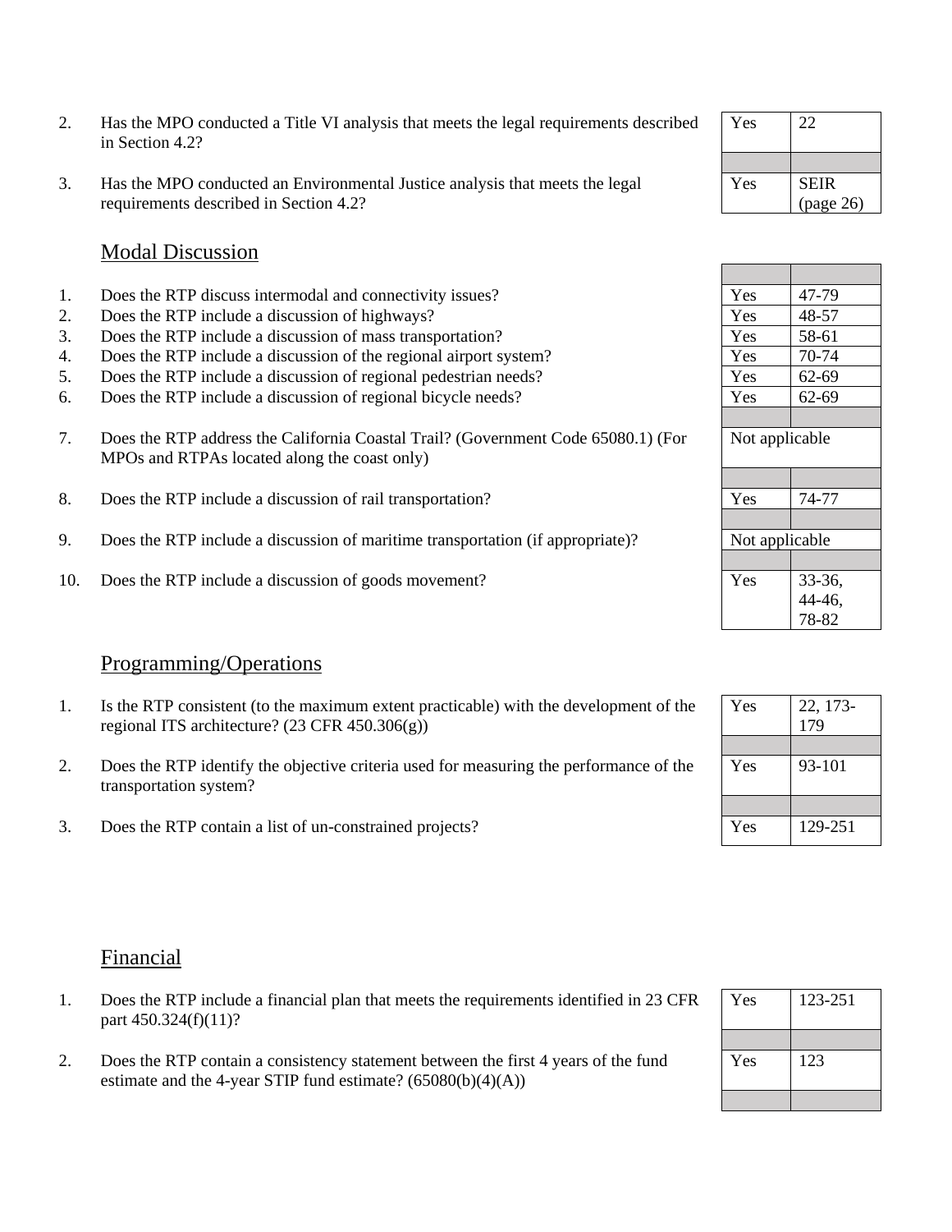| # | Question | Response | Page |
|---|---|---|---|
| 2. | Has the MPO conducted a Title VI analysis that meets the legal requirements described in Section 4.2? | Yes | 22 |
| 3. | Has the MPO conducted an Environmental Justice analysis that meets the legal requirements described in Section 4.2? | Yes | SEIR (page 26) |

## Modal Discussion

| # | Question | Response | Page |
|---|---|---|---|
| 1. | Does the RTP discuss intermodal and connectivity issues? | Yes | 47-79 |
| 2. | Does the RTP include a discussion of highways? | Yes | 48-57 |
| 3. | Does the RTP include a discussion of mass transportation? | Yes | 58-61 |
| 4. | Does the RTP include a discussion of the regional airport system? | Yes | 70-74 |
| 5. | Does the RTP include a discussion of regional pedestrian needs? | Yes | 62-69 |
| 6. | Does the RTP include a discussion of regional bicycle needs? | Yes | 62-69 |
| 7. | Does the RTP address the California Coastal Trail? (Government Code 65080.1) (For MPOs and RTPAs located along the coast only) | Not applicable | |
| 8. | Does the RTP include a discussion of rail transportation? | Yes | 74-77 |
| 9. | Does the RTP include a discussion of maritime transportation (if appropriate)? | Not applicable | |
| 10. | Does the RTP include a discussion of goods movement? | Yes | 33-36, 44-46, 78-82 |

## Programming/Operations

| # | Question | Response | Page |
|---|---|---|---|
| 1. | Is the RTP consistent (to the maximum extent practicable) with the development of the regional ITS architecture? (23 CFR 450.306(g)) | Yes | 22, 173-179 |
| 2. | Does the RTP identify the objective criteria used for measuring the performance of the transportation system? | Yes | 93-101 |
| 3. | Does the RTP contain a list of un-constrained projects? | Yes | 129-251 |

## Financial

| # | Question | Response | Page |
|---|---|---|---|
| 1. | Does the RTP include a financial plan that meets the requirements identified in 23 CFR part 450.324(f)(11)? | Yes | 123-251 |
| 2. | Does the RTP contain a consistency statement between the first 4 years of the fund estimate and the 4-year STIP fund estimate? (65080(b)(4)(A)) | Yes | 123 |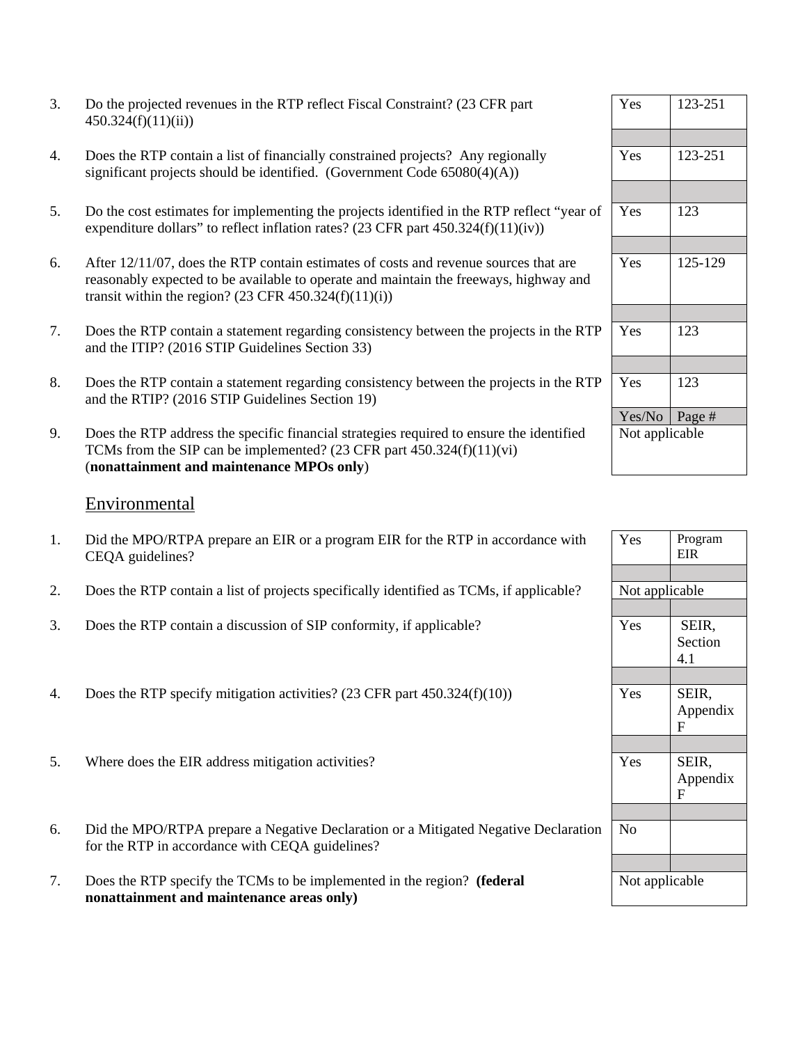| # | Question | Yes/No | Page # |
|---|---|---|---|
| 3. | Do the projected revenues in the RTP reflect Fiscal Constraint? (23 CFR part 450.324(f)(11)(ii)) | Yes | 123-251 |
| 4. | Does the RTP contain a list of financially constrained projects? Any regionally significant projects should be identified. (Government Code 65080(4)(A)) | Yes | 123-251 |
| 5. | Do the cost estimates for implementing the projects identified in the RTP reflect "year of expenditure dollars" to reflect inflation rates? (23 CFR part 450.324(f)(11)(iv)) | Yes | 123 |
| 6. | After 12/11/07, does the RTP contain estimates of costs and revenue sources that are reasonably expected to be available to operate and maintain the freeways, highway and transit within the region? (23 CFR 450.324(f)(11)(i)) | Yes | 125-129 |
| 7. | Does the RTP contain a statement regarding consistency between the projects in the RTP and the ITIP? (2016 STIP Guidelines Section 33) | Yes | 123 |
| 8. | Does the RTP contain a statement regarding consistency between the projects in the RTP and the RTIP? (2016 STIP Guidelines Section 19) | Yes | 123 |
| 9. | Does the RTP address the specific financial strategies required to ensure the identified TCMs from the SIP can be implemented? (23 CFR part 450.324(f)(11)(vi) (**nonattainment and maintenance MPOs only**) | Not applicable | |

## Environmental

| # | Question | Yes/No | Page # |
|---|---|---|---|
| 1. | Did the MPO/RTPA prepare an EIR or a program EIR for the RTP in accordance with CEQA guidelines? | Yes | Program EIR |
| 2. | Does the RTP contain a list of projects specifically identified as TCMs, if applicable? | Not applicable | |
| 3. | Does the RTP contain a discussion of SIP conformity, if applicable? | Yes | SEIR, Section 4.1 |
| 4. | Does the RTP specify mitigation activities? (23 CFR part 450.324(f)(10)) | Yes | SEIR, Appendix F |
| 5. | Where does the EIR address mitigation activities? | Yes | SEIR, Appendix F |
| 6. | Did the MPO/RTPA prepare a Negative Declaration or a Mitigated Negative Declaration for the RTP in accordance with CEQA guidelines? | No | |
| 7. | Does the RTP specify the TCMs to be implemented in the region? **(federal nonattainment and maintenance areas only)** | Not applicable | |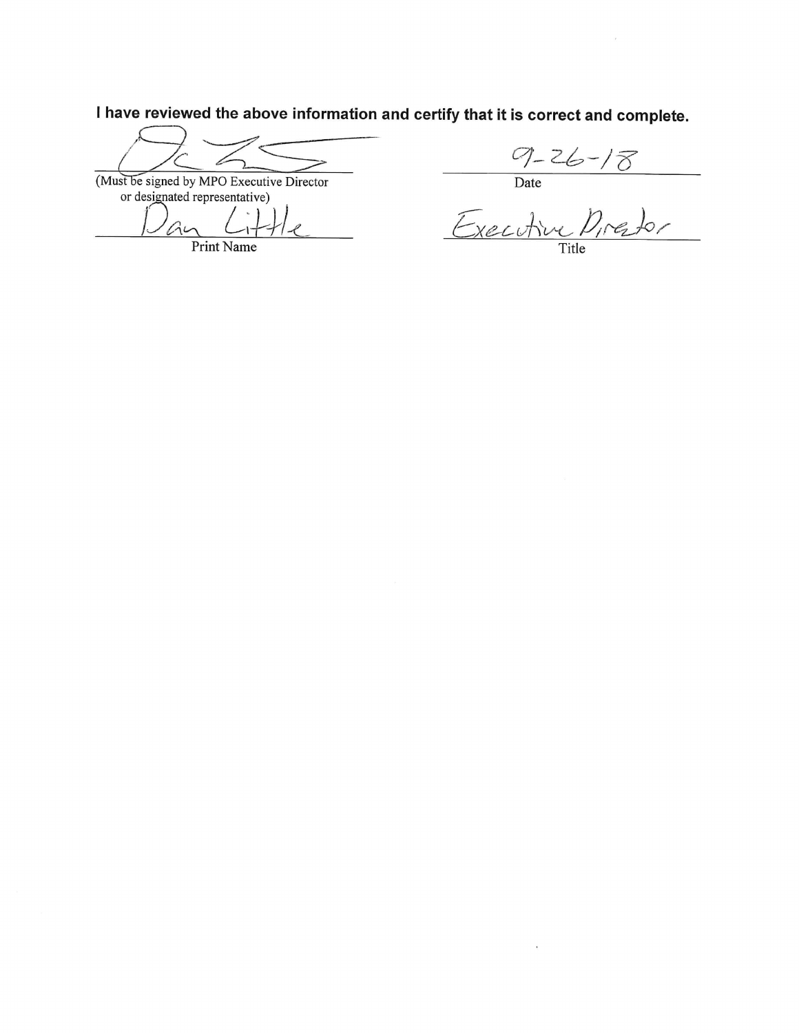**I have reviewed the above information and certify that it is correct and complete.**

(Must be signed by MPO Executive Director or designated representative)

9-26-18

Date

Dan Little

Print Name

Executive Director

Title